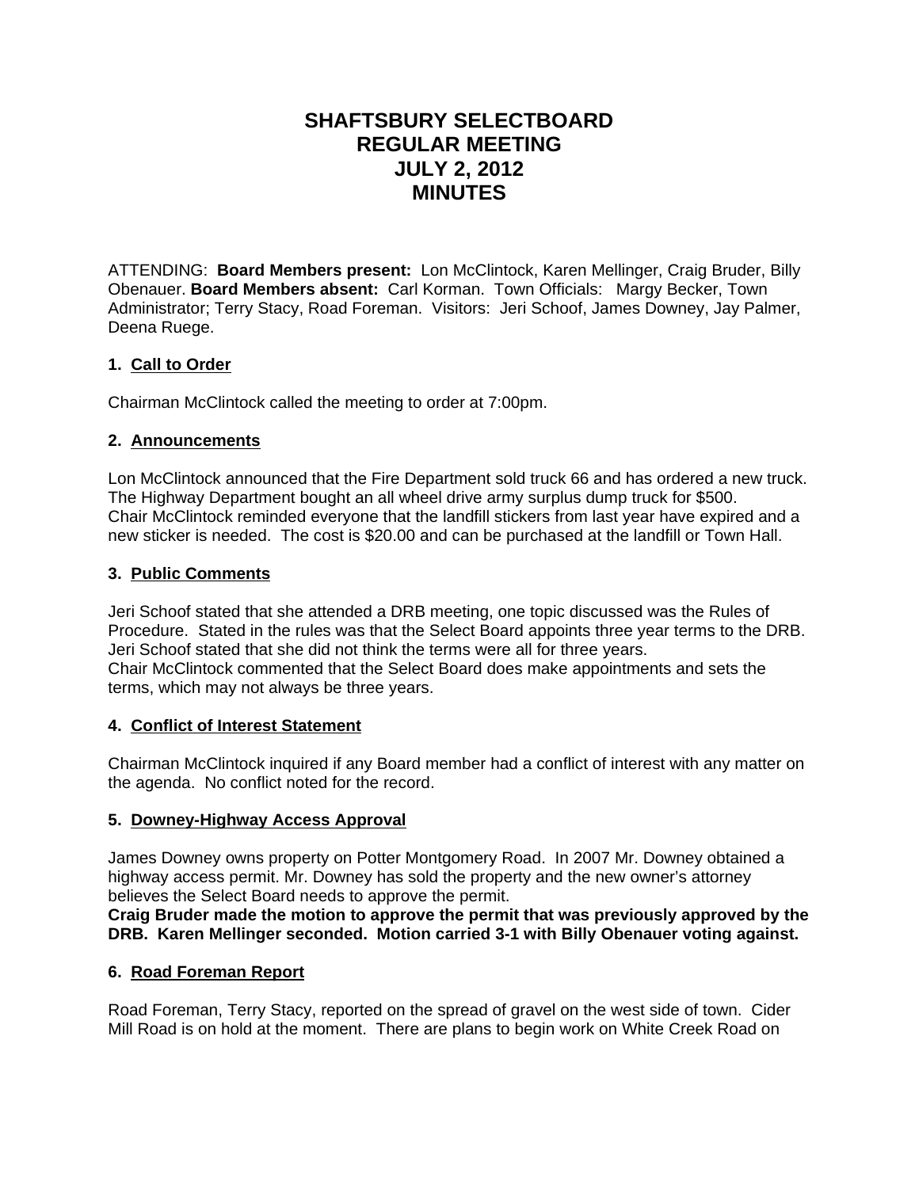# SHAFTSBURY SELECTBOARD
# REGULAR MEETING
# JULY 2, 2012
# MINUTES

ATTENDING: **Board Members present:** Lon McClintock, Karen Mellinger, Craig Bruder, Billy Obenauer. **Board Members absent:** Carl Korman. Town Officials: Margy Becker, Town Administrator; Terry Stacy, Road Foreman. Visitors: Jeri Schoof, James Downey, Jay Palmer, Deena Ruege.

### 1. Call to Order

Chairman McClintock called the meeting to order at 7:00pm.

### 2. Announcements

Lon McClintock announced that the Fire Department sold truck 66 and has ordered a new truck. The Highway Department bought an all wheel drive army surplus dump truck for $500.
Chair McClintock reminded everyone that the landfill stickers from last year have expired and a new sticker is needed. The cost is $20.00 and can be purchased at the landfill or Town Hall.

### 3. Public Comments

Jeri Schoof stated that she attended a DRB meeting, one topic discussed was the Rules of Procedure. Stated in the rules was that the Select Board appoints three year terms to the DRB. Jeri Schoof stated that she did not think the terms were all for three years.
Chair McClintock commented that the Select Board does make appointments and sets the terms, which may not always be three years.

### 4. Conflict of Interest Statement

Chairman McClintock inquired if any Board member had a conflict of interest with any matter on the agenda. No conflict noted for the record.

### 5. Downey-Highway Access Approval

James Downey owns property on Potter Montgomery Road. In 2007 Mr. Downey obtained a highway access permit. Mr. Downey has sold the property and the new owner's attorney believes the Select Board needs to approve the permit.
**Craig Bruder made the motion to approve the permit that was previously approved by the DRB. Karen Mellinger seconded. Motion carried 3-1 with Billy Obenauer voting against.**

### 6. Road Foreman Report

Road Foreman, Terry Stacy, reported on the spread of gravel on the west side of town. Cider Mill Road is on hold at the moment. There are plans to begin work on White Creek Road on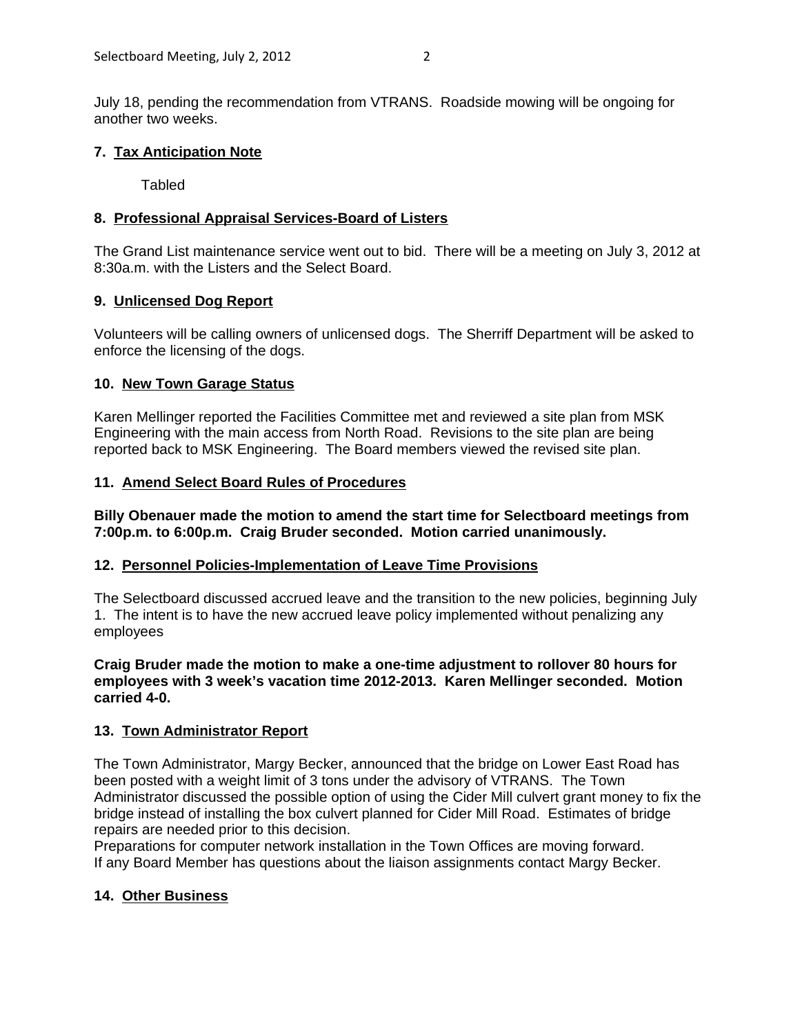July 18, pending the recommendation from VTRANS. Roadside mowing will be ongoing for another two weeks.

**7. Tax Anticipation Note**

Tabled

**8. Professional Appraisal Services-Board of Listers**

The Grand List maintenance service went out to bid. There will be a meeting on July 3, 2012 at 8:30a.m. with the Listers and the Select Board.

**9. Unlicensed Dog Report**

Volunteers will be calling owners of unlicensed dogs. The Sherriff Department will be asked to enforce the licensing of the dogs.

**10. New Town Garage Status**

Karen Mellinger reported the Facilities Committee met and reviewed a site plan from MSK Engineering with the main access from North Road. Revisions to the site plan are being reported back to MSK Engineering. The Board members viewed the revised site plan.

**11. Amend Select Board Rules of Procedures**

**Billy Obenauer made the motion to amend the start time for Selectboard meetings from 7:00p.m. to 6:00p.m. Craig Bruder seconded. Motion carried unanimously.**

**12. Personnel Policies-Implementation of Leave Time Provisions**

The Selectboard discussed accrued leave and the transition to the new policies, beginning July 1. The intent is to have the new accrued leave policy implemented without penalizing any employees

**Craig Bruder made the motion to make a one-time adjustment to rollover 80 hours for employees with 3 week's vacation time 2012-2013. Karen Mellinger seconded. Motion carried 4-0.**

**13. Town Administrator Report**

The Town Administrator, Margy Becker, announced that the bridge on Lower East Road has been posted with a weight limit of 3 tons under the advisory of VTRANS. The Town Administrator discussed the possible option of using the Cider Mill culvert grant money to fix the bridge instead of installing the box culvert planned for Cider Mill Road. Estimates of bridge repairs are needed prior to this decision.
Preparations for computer network installation in the Town Offices are moving forward.
If any Board Member has questions about the liaison assignments contact Margy Becker.

**14. Other Business**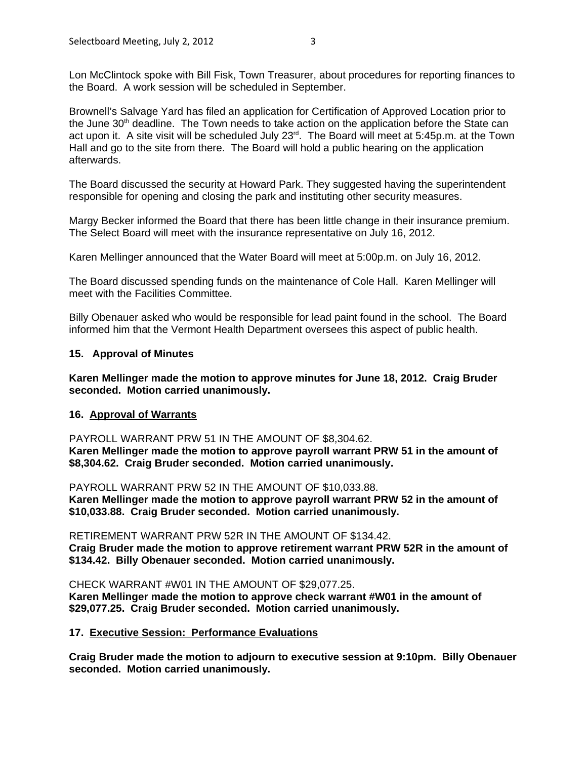Lon McClintock spoke with Bill Fisk, Town Treasurer, about procedures for reporting finances to the Board. A work session will be scheduled in September.

Brownell's Salvage Yard has filed an application for Certification of Approved Location prior to the June 30th deadline. The Town needs to take action on the application before the State can act upon it. A site visit will be scheduled July 23rd. The Board will meet at 5:45p.m. at the Town Hall and go to the site from there. The Board will hold a public hearing on the application afterwards.

The Board discussed the security at Howard Park. They suggested having the superintendent responsible for opening and closing the park and instituting other security measures.

Margy Becker informed the Board that there has been little change in their insurance premium. The Select Board will meet with the insurance representative on July 16, 2012.

Karen Mellinger announced that the Water Board will meet at 5:00p.m. on July 16, 2012.

The Board discussed spending funds on the maintenance of Cole Hall. Karen Mellinger will meet with the Facilities Committee.

Billy Obenauer asked who would be responsible for lead paint found in the school. The Board informed him that the Vermont Health Department oversees this aspect of public health.

**15. <u>Approval of Minutes</u>**

**Karen Mellinger made the motion to approve minutes for June 18, 2012. Craig Bruder seconded. Motion carried unanimously.**

**16. <u>Approval of Warrants</u>**

PAYROLL WARRANT PRW 51 IN THE AMOUNT OF $8,304.62.
**Karen Mellinger made the motion to approve payroll warrant PRW 51 in the amount of $8,304.62. Craig Bruder seconded. Motion carried unanimously.**

PAYROLL WARRANT PRW 52 IN THE AMOUNT OF $10,033.88.
**Karen Mellinger made the motion to approve payroll warrant PRW 52 in the amount of $10,033.88. Craig Bruder seconded. Motion carried unanimously.**

RETIREMENT WARRANT PRW 52R IN THE AMOUNT OF $134.42.
**Craig Bruder made the motion to approve retirement warrant PRW 52R in the amount of $134.42. Billy Obenauer seconded. Motion carried unanimously.**

CHECK WARRANT #W01 IN THE AMOUNT OF $29,077.25.
**Karen Mellinger made the motion to approve check warrant #W01 in the amount of $29,077.25. Craig Bruder seconded. Motion carried unanimously.**

**17. <u>Executive Session: Performance Evaluations</u>**

**Craig Bruder made the motion to adjourn to executive session at 9:10pm. Billy Obenauer seconded. Motion carried unanimously.**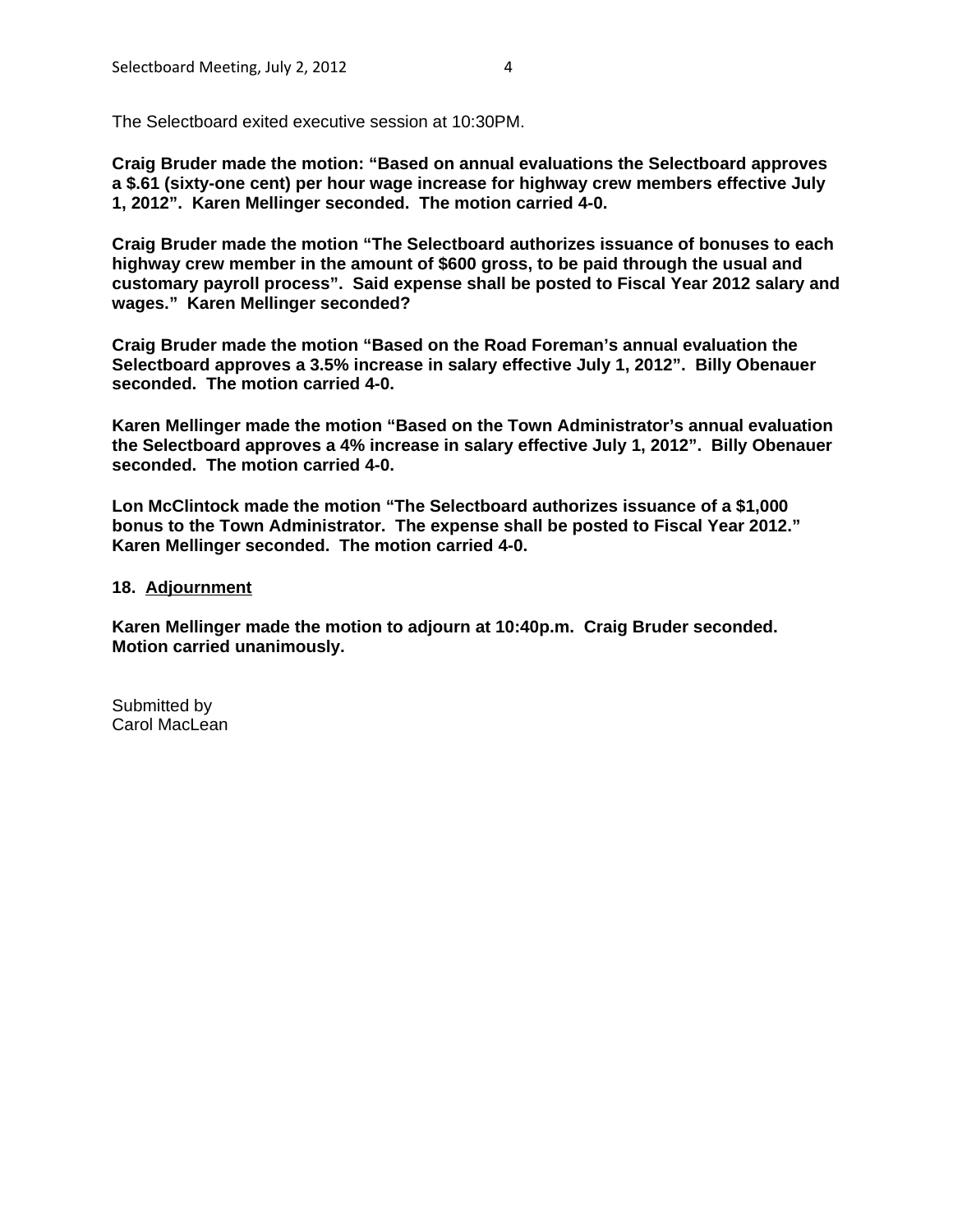The Selectboard exited executive session at 10:30PM.

**Craig Bruder made the motion: "Based on annual evaluations the Selectboard approves a $.61 (sixty-one cent) per hour wage increase for highway crew members effective July 1, 2012". Karen Mellinger seconded. The motion carried 4-0.**

**Craig Bruder made the motion "The Selectboard authorizes issuance of bonuses to each highway crew member in the amount of $600 gross, to be paid through the usual and customary payroll process". Said expense shall be posted to Fiscal Year 2012 salary and wages." Karen Mellinger seconded?**

**Craig Bruder made the motion "Based on the Road Foreman's annual evaluation the Selectboard approves a 3.5% increase in salary effective July 1, 2012". Billy Obenauer seconded. The motion carried 4-0.**

**Karen Mellinger made the motion "Based on the Town Administrator's annual evaluation the Selectboard approves a 4% increase in salary effective July 1, 2012". Billy Obenauer seconded. The motion carried 4-0.**

**Lon McClintock made the motion "The Selectboard authorizes issuance of a $1,000 bonus to the Town Administrator. The expense shall be posted to Fiscal Year 2012." Karen Mellinger seconded. The motion carried 4-0.**

**18. <u>Adjournment</u>**

**Karen Mellinger made the motion to adjourn at 10:40p.m. Craig Bruder seconded. Motion carried unanimously.**

Submitted by
Carol MacLean